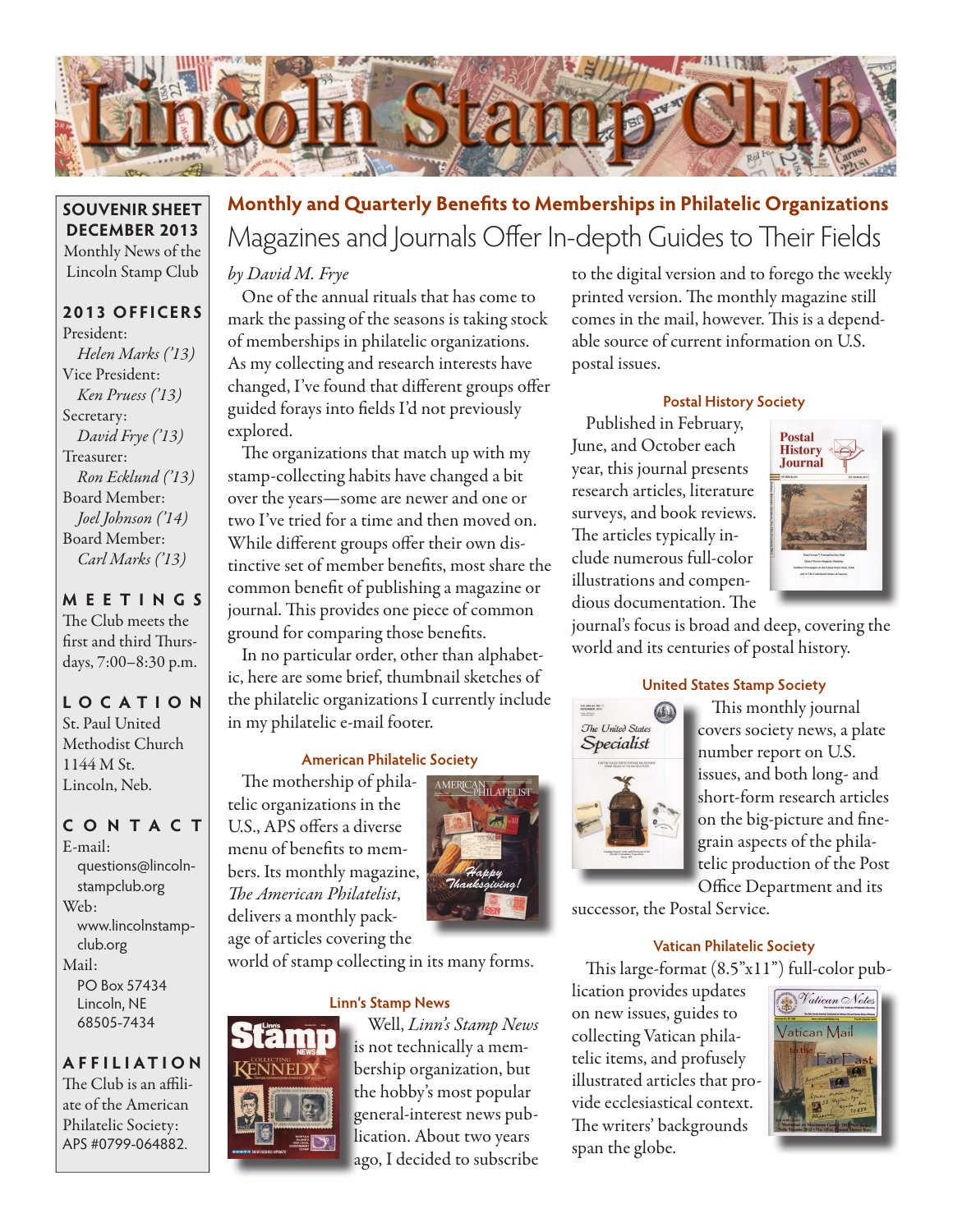# Lincoln Stamp Club

**SOUVENIR SHEET**
**DECEMBER 2013**
Monthly News of the Lincoln Stamp Club

**2013 OFFICERS**

President:
*Helen Marks ('13)*
Vice President:
*Ken Pruess ('13)*
Secretary:
*David Frye ('13)*
Treasurer:
*Ron Ecklund ('13)*
Board Member:
*Joel Johnson ('14)*
Board Member:
*Carl Marks ('13)*

**MEETINGS**

The Club meets the first and third Thursdays, 7:00–8:30 p.m.

**LOCATION**

St. Paul United Methodist Church
1144 M St.
Lincoln, Neb.

**CONTACT**

E-mail:
questions@lincolnstampclub.org
Web:
www.lincolnstampclub.org
Mail:
PO Box 57434
Lincoln, NE
68505-7434

**AFFILIATION**

The Club is an affiliate of the American Philatelic Society: APS #0799-064882.

## Monthly and Quarterly Benefits to Memberships in Philatelic Organizations

# Magazines and Journals Offer In-depth Guides to Their Fields

*by David M. Frye*

One of the annual rituals that has come to mark the passing of the seasons is taking stock of memberships in philatelic organizations. As my collecting and research interests have changed, I've found that different groups offer guided forays into fields I'd not previously explored.

The organizations that match up with my stamp-collecting habits have changed a bit over the years—some are newer and one or two I've tried for a time and then moved on. While different groups offer their own distinctive set of member benefits, most share the common benefit of publishing a magazine or journal. This provides one piece of common ground for comparing those benefits.

In no particular order, other than alphabetic, here are some brief, thumbnail sketches of the philatelic organizations I currently include in my philatelic e-mail footer.

### American Philatelic Society

The mothership of philatelic organizations in the U.S., APS offers a diverse menu of benefits to members. Its monthly magazine, *The American Philatelist*, delivers a monthly package of articles covering the world of stamp collecting in its many forms.

### Linn's Stamp News

Well, *Linn's Stamp News* is not technically a membership organization, but the hobby's most popular general-interest news publication. About two years ago, I decided to subscribe to the digital version and to forego the weekly printed version. The monthly magazine still comes in the mail, however. This is a dependable source of current information on U.S. postal issues.

### Postal History Society

Published in February, June, and October each year, this journal presents research articles, literature surveys, and book reviews. The articles typically include numerous full-color illustrations and compendious documentation. The journal's focus is broad and deep, covering the world and its centuries of postal history.

### United States Stamp Society

This monthly journal covers society news, a plate number report on U.S. issues, and both long- and short-form research articles on the big-picture and fine-grain aspects of the philatelic production of the Post Office Department and its successor, the Postal Service.

### Vatican Philatelic Society

This large-format (8.5"x11") full-color publication provides updates on new issues, guides to collecting Vatican philatelic items, and profusely illustrated articles that provide ecclesiastical context. The writers' backgrounds span the globe.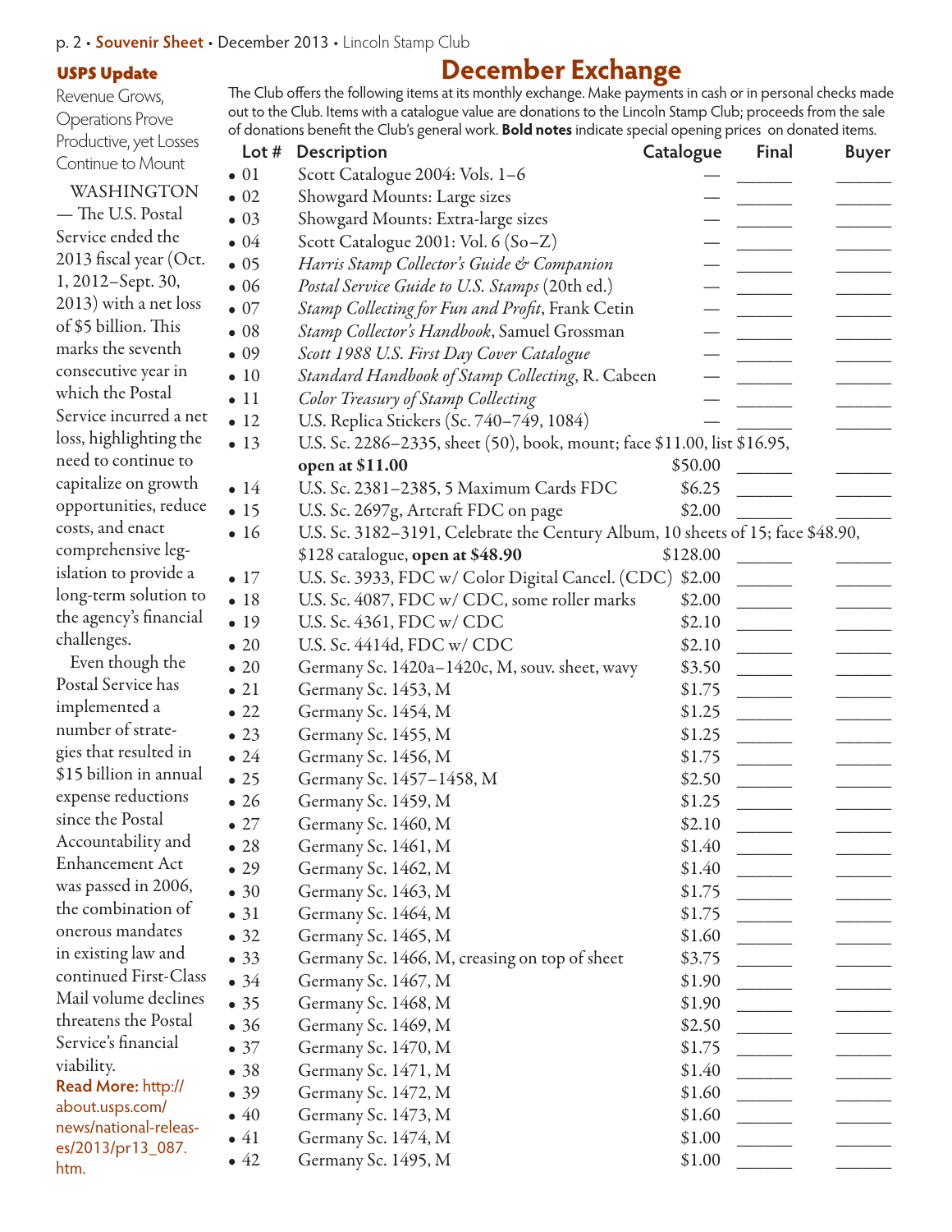## USPS Update

Revenue Grows, Operations Prove Productive, yet Losses Continue to Mount

WASHINGTON — The U.S. Postal Service ended the 2013 fiscal year (Oct. 1, 2012–Sept. 30, 2013) with a net loss of $5 billion. This marks the seventh consecutive year in which the Postal Service incurred a net loss, highlighting the need to continue to capitalize on growth opportunities, reduce costs, and enact comprehensive legislation to provide a long-term solution to the agency's financial challenges.

Even though the Postal Service has implemented a number of strategies that resulted in $15 billion in annual expense reductions since the Postal Accountability and Enhancement Act was passed in 2006, the combination of onerous mandates in existing law and continued First-Class Mail volume declines threatens the Postal Service's financial viability.

**Read More:** http://about.usps.com/news/national-releases/2013/pr13_087.htm.

# December Exchange

The Club offers the following items at its monthly exchange. Make payments in cash or in personal checks made out to the Club. Items with a catalogue value are donations to the Lincoln Stamp Club; proceeds from the sale of donations benefit the Club's general work. **Bold notes** indicate special opening prices on donated items.

| Lot # | Description | Catalogue | Final | Buyer |
|---|---|---|---|---|
| • 01 | Scott Catalogue 2004: Vols. 1–6 | — | ______ | ______ |
| • 02 | Showgard Mounts: Large sizes | — | ______ | ______ |
| • 03 | Showgard Mounts: Extra-large sizes | — | ______ | ______ |
| • 04 | Scott Catalogue 2001: Vol. 6 (So–Z) | — | ______ | ______ |
| • 05 | *Harris Stamp Collector's Guide & Companion* | — | ______ | ______ |
| • 06 | *Postal Service Guide to U.S. Stamps* (20th ed.) | — | ______ | ______ |
| • 07 | *Stamp Collecting for Fun and Profit*, Frank Cetin | — | ______ | ______ |
| • 08 | *Stamp Collector's Handbook*, Samuel Grossman | — | ______ | ______ |
| • 09 | *Scott 1988 U.S. First Day Cover Catalogue* | — | ______ | ______ |
| • 10 | *Standard Handbook of Stamp Collecting*, R. Cabeen | — | ______ | ______ |
| • 11 | *Color Treasury of Stamp Collecting* | — | ______ | ______ |
| • 12 | U.S. Replica Stickers (Sc. 740–749, 1084) | — | ______ | ______ |
| • 13 | U.S. Sc. 2286–2335, sheet (50), book, mount; face $11.00, list $16.95, **open at $11.00** | $50.00 | ______ | ______ |
| • 14 | U.S. Sc. 2381–2385, 5 Maximum Cards FDC | $6.25 | ______ | ______ |
| • 15 | U.S. Sc. 2697g, Artcraft FDC on page | $2.00 | ______ | ______ |
| • 16 | U.S. Sc. 3182–3191, Celebrate the Century Album, 10 sheets of 15; face $48.90, $128 catalogue, **open at $48.90** | $128.00 | ______ | ______ |
| • 17 | U.S. Sc. 3933, FDC w/ Color Digital Cancel. (CDC) | $2.00 | ______ | ______ |
| • 18 | U.S. Sc. 4087, FDC w/ CDC, some roller marks | $2.00 | ______ | ______ |
| • 19 | U.S. Sc. 4361, FDC w/ CDC | $2.10 | ______ | ______ |
| • 20 | U.S. Sc. 4414d, FDC w/ CDC | $2.10 | ______ | ______ |
| • 20 | Germany Sc. 1420a–1420c, M, souv. sheet, wavy | $3.50 | ______ | ______ |
| • 21 | Germany Sc. 1453, M | $1.75 | ______ | ______ |
| • 22 | Germany Sc. 1454, M | $1.25 | ______ | ______ |
| • 23 | Germany Sc. 1455, M | $1.25 | ______ | ______ |
| • 24 | Germany Sc. 1456, M | $1.75 | ______ | ______ |
| • 25 | Germany Sc. 1457–1458, M | $2.50 | ______ | ______ |
| • 26 | Germany Sc. 1459, M | $1.25 | ______ | ______ |
| • 27 | Germany Sc. 1460, M | $2.10 | ______ | ______ |
| • 28 | Germany Sc. 1461, M | $1.40 | ______ | ______ |
| • 29 | Germany Sc. 1462, M | $1.40 | ______ | ______ |
| • 30 | Germany Sc. 1463, M | $1.75 | ______ | ______ |
| • 31 | Germany Sc. 1464, M | $1.75 | ______ | ______ |
| • 32 | Germany Sc. 1465, M | $1.60 | ______ | ______ |
| • 33 | Germany Sc. 1466, M, creasing on top of sheet | $3.75 | ______ | ______ |
| • 34 | Germany Sc. 1467, M | $1.90 | ______ | ______ |
| • 35 | Germany Sc. 1468, M | $1.90 | ______ | ______ |
| • 36 | Germany Sc. 1469, M | $2.50 | ______ | ______ |
| • 37 | Germany Sc. 1470, M | $1.75 | ______ | ______ |
| • 38 | Germany Sc. 1471, M | $1.40 | ______ | ______ |
| • 39 | Germany Sc. 1472, M | $1.60 | ______ | ______ |
| • 40 | Germany Sc. 1473, M | $1.60 | ______ | ______ |
| • 41 | Germany Sc. 1474, M | $1.00 | ______ | ______ |
| • 42 | Germany Sc. 1495, M | $1.00 | ______ | ______ |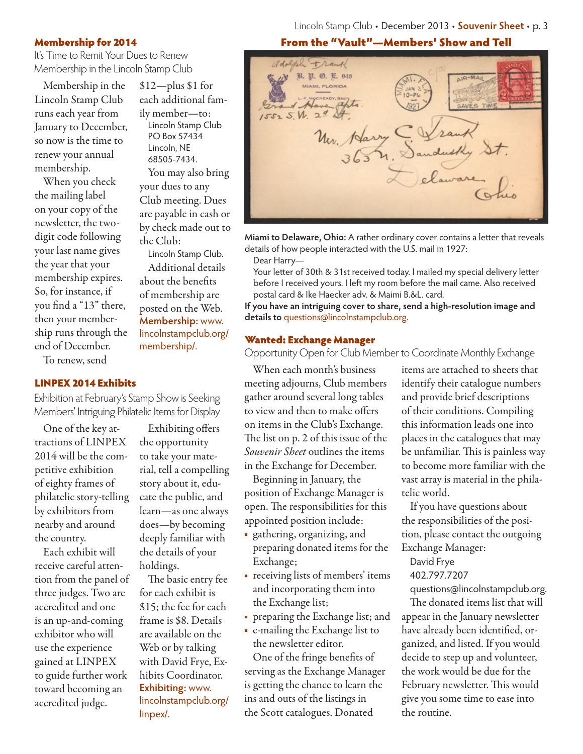## Membership for 2014

It's Time to Remit Your Dues to Renew Membership in the Lincoln Stamp Club

Membership in the Lincoln Stamp Club runs each year from January to December, so now is the time to renew your annual membership.

When you check the mailing label on your copy of the newsletter, the two-digit code following your last name gives the year that your membership expires. So, for instance, if you find a "13" there, then your membership runs through the end of December.

To renew, send $12—plus $1 for each additional family member—to:

Lincoln Stamp Club
PO Box 57434
Lincoln, NE
68505-7434.

You may also bring your dues to any Club meeting. Dues are payable in cash or by check made out to the Club:

Lincoln Stamp Club.

Additional details about the benefits of membership are posted on the Web. **Membership:** www.lincolnstampclub.org/membership/.

## LINPEX 2014 Exhibits

Exhibition at February's Stamp Show is Seeking Members' Intriguing Philatelic Items for Display

One of the key attractions of LINPEX 2014 will be the competitive exhibition of eighty frames of philatelic story-telling by exhibitors from nearby and around the country.

Each exhibit will receive careful attention from the panel of three judges. Two are accredited and one is an up-and-coming exhibitor who will use the experience gained at LINPEX to guide further work toward becoming an accredited judge.

Exhibiting offers the opportunity to take your material, tell a compelling story about it, educate the public, and learn—as one always does—by becoming deeply familiar with the details of your holdings.

The basic entry fee for each exhibit is $15; the fee for each frame is $8. Details are available on the Web or by talking with David Frye, Exhibits Coordinator. **Exhibiting:** www.lincolnstampclub.org/linpex/.

## From the "Vault"—Members' Show and Tell

**Miami to Delaware, Ohio:** A rather ordinary cover contains a letter that reveals details of how people interacted with the U.S. mail in 1927:

> Dear Harry—
>
> Your letter of 30th & 31st received today. I mailed my special delivery letter before I received yours. I left my room before the mail came. Also received postal card & Ike Haecker adv. & Maimi B.&L. card.

**If you have an intriguing cover to share, send a high-resolution image and details to** questions@lincolnstampclub.org.

## Wanted: Exchange Manager

Opportunity Open for Club Member to Coordinate Monthly Exchange

When each month's business meeting adjourns, Club members gather around several long tables to view and then to make offers on items in the Club's Exchange. The list on p. 2 of this issue of the *Souvenir Sheet* outlines the items in the Exchange for December.

Beginning in January, the position of Exchange Manager is open. The responsibilities for this appointed position include:

- gathering, organizing, and preparing donated items for the Exchange;
- receiving lists of members' items and incorporating them into the Exchange list;
- preparing the Exchange list; and
- e-mailing the Exchange list to the newsletter editor.

One of the fringe benefits of serving as the Exchange Manager is getting the chance to learn the ins and outs of the listings in the Scott catalogues. Donated items are attached to sheets that identify their catalogue numbers and provide brief descriptions of their conditions. Compiling this information leads one into places in the catalogues that may be unfamiliar. This is painless way to become more familiar with the vast array is material in the philatelic world.

If you have questions about the responsibilities of the position, please contact the outgoing Exchange Manager:

David Frye
402.797.7207
questions@lincolnstampclub.org.

The donated items list that will appear in the January newsletter have already been identified, organized, and listed. If you would decide to step up and volunteer, the work would be due for the February newsletter. This would give you some time to ease into the routine.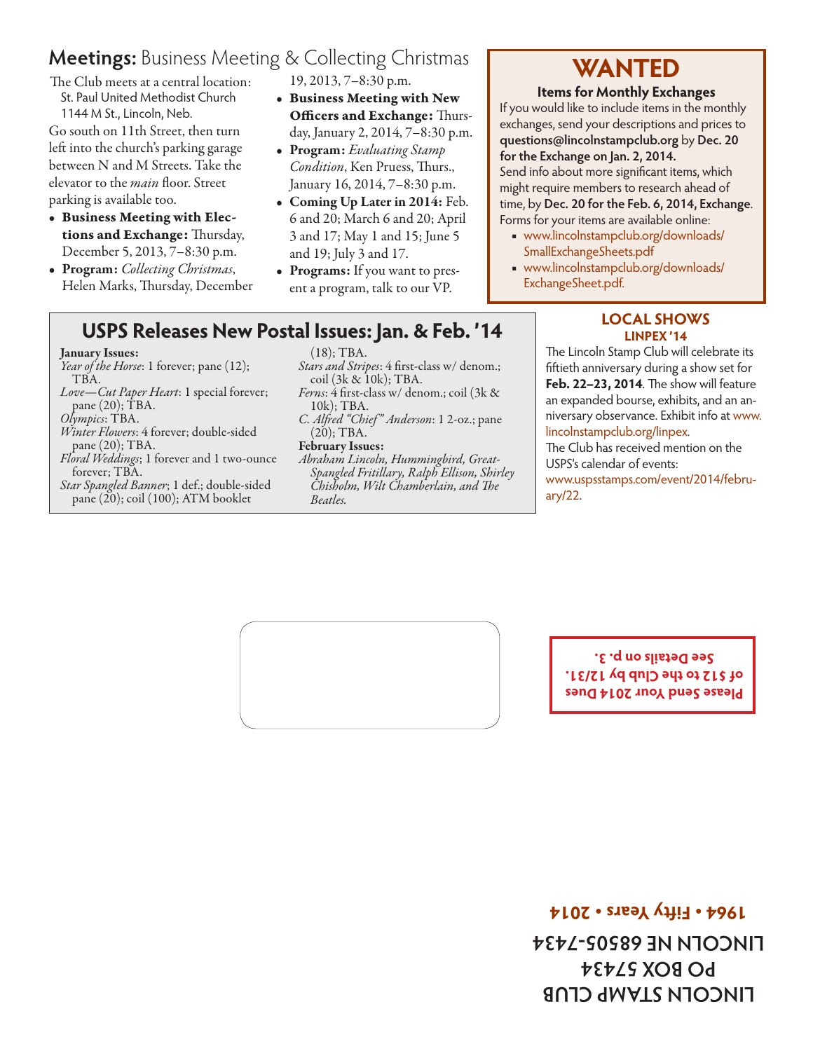## Meetings: Business Meeting & Collecting Christmas

The Club meets at a central location:
St. Paul United Methodist Church
1144 M St., Lincoln, Neb.

Go south on 11th Street, then turn left into the church's parking garage between N and M Streets. Take the elevator to the *main* floor. Street parking is available too.

- **Business Meeting with Elections and Exchange:** Thursday, December 5, 2013, 7–8:30 p.m.
- **Program:** *Collecting Christmas*, Helen Marks, Thursday, December 19, 2013, 7–8:30 p.m.
- **Business Meeting with New Officers and Exchange:** Thursday, January 2, 2014, 7–8:30 p.m.
- **Program:** *Evaluating Stamp Condition*, Ken Pruess, Thurs., January 16, 2014, 7–8:30 p.m.
- **Coming Up Later in 2014:** Feb. 6 and 20; March 6 and 20; April 3 and 17; May 1 and 15; June 5 and 19; July 3 and 17.
- **Programs:** If you want to present a program, talk to our VP.

## WANTED

### Items for Monthly Exchanges

If you would like to include items in the monthly exchanges, send your descriptions and prices to **questions@lincolnstampclub.org** by **Dec. 20 for the Exchange on Jan. 2, 2014.**

Send info about more significant items, which might require members to research ahead of time, by **Dec. 20 for the Feb. 6, 2014, Exchange**.

Forms for your items are available online:

- www.lincolnstampclub.org/downloads/SmallExchangeSheets.pdf
- www.lincolnstampclub.org/downloads/ExchangeSheet.pdf.

## USPS Releases New Postal Issues: Jan. & Feb. '14

**January Issues:**

*Year of the Horse*: 1 forever; pane (12); TBA.

*Love—Cut Paper Heart*: 1 special forever; pane (20); TBA.

*Olympics*: TBA.

*Winter Flowers*: 4 forever; double-sided pane (20); TBA.

*Floral Weddings*; 1 forever and 1 two-ounce forever; TBA.

*Star Spangled Banner*; 1 def.; double-sided pane (20); coil (100); ATM booklet (18); TBA.

*Stars and Stripes*: 4 first-class w/ denom.; coil (3k & 10k); TBA.

*Ferns*: 4 first-class w/ denom.; coil (3k & 10k); TBA.

*C. Alfred "Chief" Anderson*: 1 2-oz.; pane (20); TBA.

**February Issues:**

*Abraham Lincoln, Hummingbird, Great-Spangled Fritillary, Ralph Ellison, Shirley Chisholm, Wilt Chamberlain, and The Beatles.*

### LOCAL SHOWS
### LINPEX '14

The Lincoln Stamp Club will celebrate its fiftieth anniversary during a show set for **Feb. 22–23, 2014**. The show will feature an expanded bourse, exhibits, and an anniversary observance. Exhibit info at www.lincolnstampclub.org/linpex.

The Club has received mention on the USPS's calendar of events: www.uspsstamps.com/event/2014/february/22.

**Please Send Your 2014 Dues of $12 to the Club by 12/31. See Details on p. 3.**

**1964 • Fifty Years • 2014**

**LINCOLN STAMP CLUB**
**PO BOX 57434**
**LINCOLN NE 68505-7434**